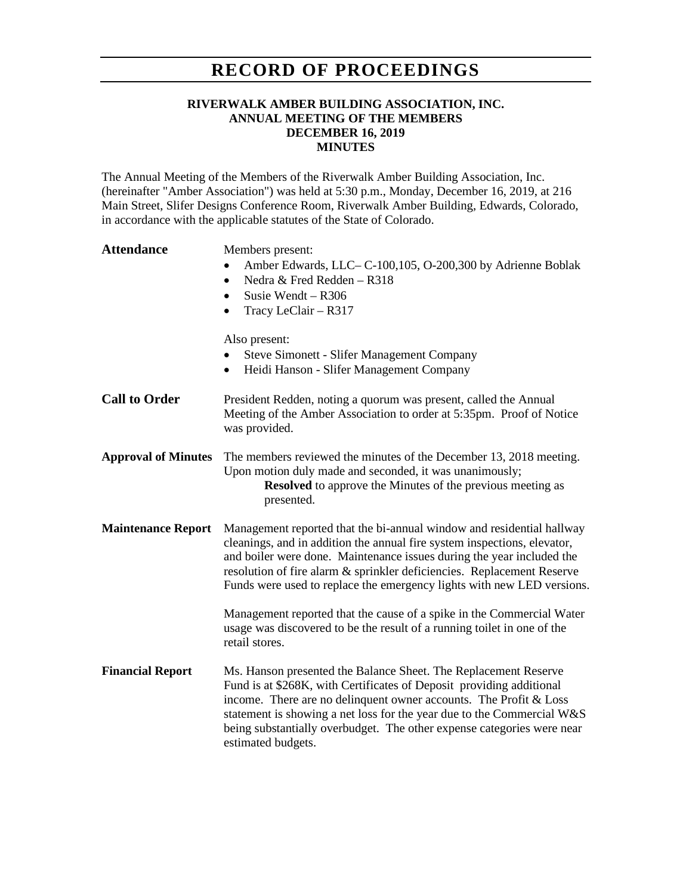# RECORD OF PROCEEDINGS

**RIVERWALK AMBER BUILDING ASSOCIATION, INC.**
**ANNUAL MEETING OF THE MEMBERS**
**DECEMBER 16, 2019**
**MINUTES**

The Annual Meeting of the Members of the Riverwalk Amber Building Association, Inc. (hereinafter "Amber Association") was held at 5:30 p.m., Monday, December 16, 2019, at 216 Main Street, Slifer Designs Conference Room, Riverwalk Amber Building, Edwards, Colorado, in accordance with the applicable statutes of the State of Colorado.

**Attendance**

Members present:

- Amber Edwards, LLC– C-100,105, O-200,300 by Adrienne Boblak
- Nedra & Fred Redden – R318
- Susie Wendt – R306
- Tracy LeClair – R317

Also present:

- Steve Simonett - Slifer Management Company
- Heidi Hanson - Slifer Management Company

**Call to Order**

President Redden, noting a quorum was present, called the Annual Meeting of the Amber Association to order at 5:35pm. Proof of Notice was provided.

**Approval of Minutes**

The members reviewed the minutes of the December 13, 2018 meeting. Upon motion duly made and seconded, it was unanimously;

**Resolved** to approve the Minutes of the previous meeting as presented.

**Maintenance Report**

Management reported that the bi-annual window and residential hallway cleanings, and in addition the annual fire system inspections, elevator, and boiler were done. Maintenance issues during the year included the resolution of fire alarm & sprinkler deficiencies. Replacement Reserve Funds were used to replace the emergency lights with new LED versions.

Management reported that the cause of a spike in the Commercial Water usage was discovered to be the result of a running toilet in one of the retail stores.

**Financial Report**

Ms. Hanson presented the Balance Sheet. The Replacement Reserve Fund is at $268K, with Certificates of Deposit providing additional income. There are no delinquent owner accounts. The Profit & Loss statement is showing a net loss for the year due to the Commercial W&S being substantially overbudget. The other expense categories were near estimated budgets.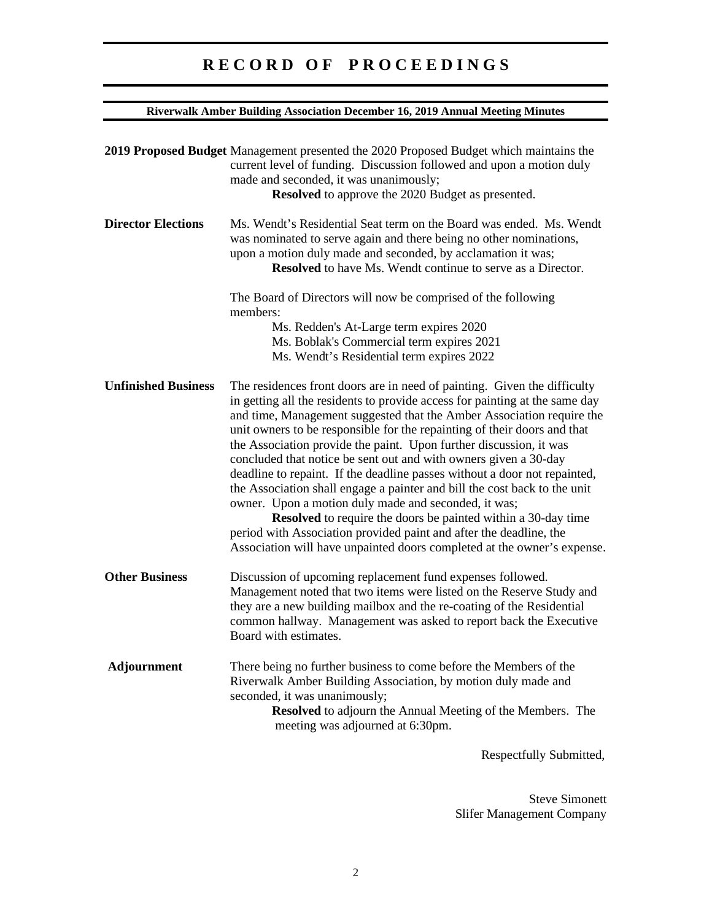# RECORD OF PROCEEDINGS

**Riverwalk Amber Building Association December 16, 2019 Annual Meeting Minutes**

**2019 Proposed Budget** Management presented the 2020 Proposed Budget which maintains the current level of funding. Discussion followed and upon a motion duly made and seconded, it was unanimously;

**Resolved** to approve the 2020 Budget as presented.

**Director Elections** Ms. Wendt's Residential Seat term on the Board was ended. Ms. Wendt was nominated to serve again and there being no other nominations, upon a motion duly made and seconded, by acclamation it was;

**Resolved** to have Ms. Wendt continue to serve as a Director.

The Board of Directors will now be comprised of the following members:

Ms. Redden's At-Large term expires 2020
Ms. Boblak's Commercial term expires 2021
Ms. Wendt's Residential term expires 2022

**Unfinished Business** The residences front doors are in need of painting. Given the difficulty in getting all the residents to provide access for painting at the same day and time, Management suggested that the Amber Association require the unit owners to be responsible for the repainting of their doors and that the Association provide the paint. Upon further discussion, it was concluded that notice be sent out and with owners given a 30-day deadline to repaint. If the deadline passes without a door not repainted, the Association shall engage a painter and bill the cost back to the unit owner. Upon a motion duly made and seconded, it was;

**Resolved** to require the doors be painted within a 30-day time period with Association provided paint and after the deadline, the Association will have unpainted doors completed at the owner's expense.

**Other Business** Discussion of upcoming replacement fund expenses followed. Management noted that two items were listed on the Reserve Study and they are a new building mailbox and the re-coating of the Residential common hallway. Management was asked to report back the Executive Board with estimates.

**Adjournment** There being no further business to come before the Members of the Riverwalk Amber Building Association, by motion duly made and seconded, it was unanimously;

**Resolved** to adjourn the Annual Meeting of the Members. The meeting was adjourned at 6:30pm.

Respectfully Submitted,

Steve Simonett
Slifer Management Company